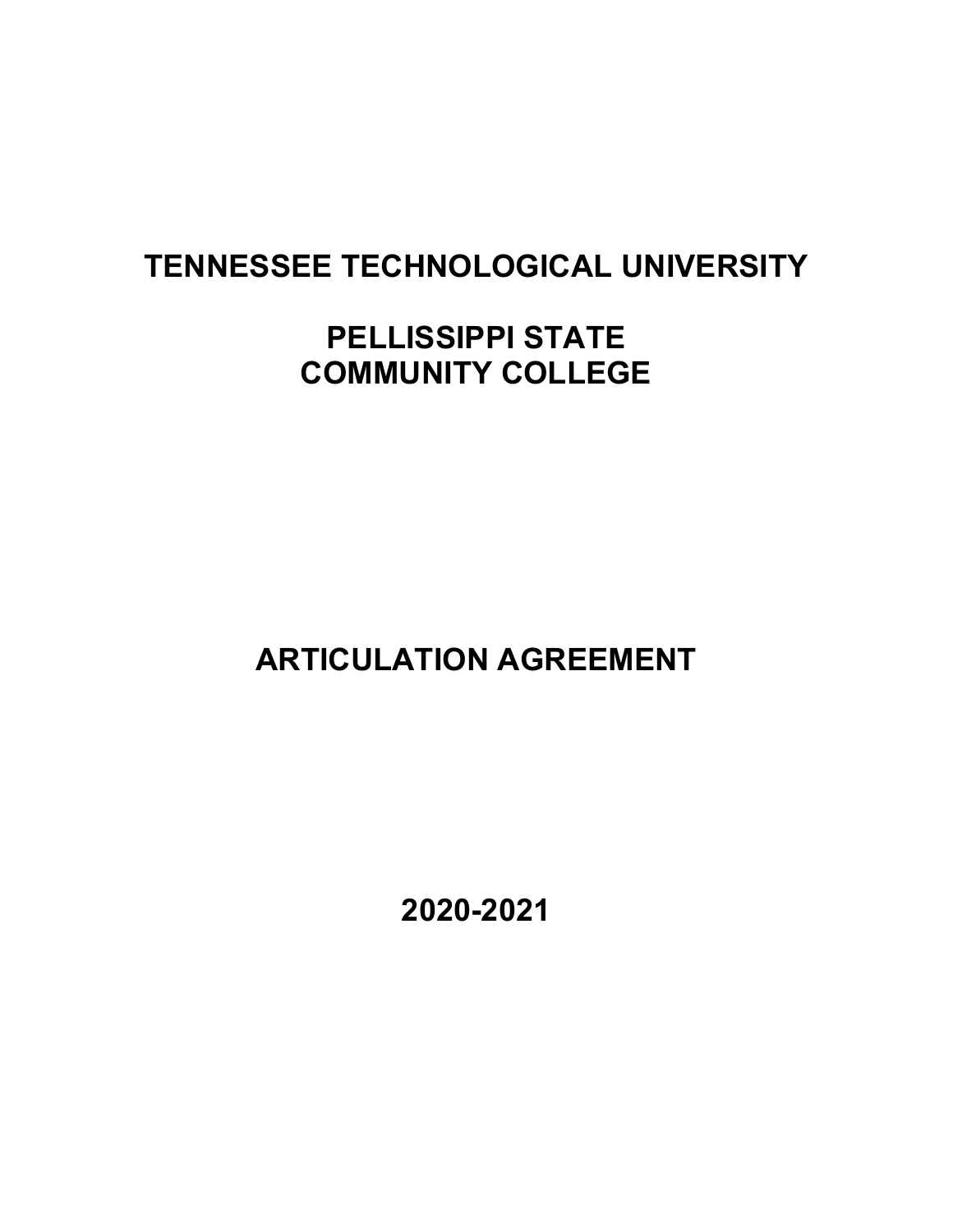# TENNESSEE TECHNOLOGICAL UNIVERSITY

# PELLISSIPPI STATE COMMUNITY COLLEGE

# ARTICULATION AGREEMENT

# 2020-2021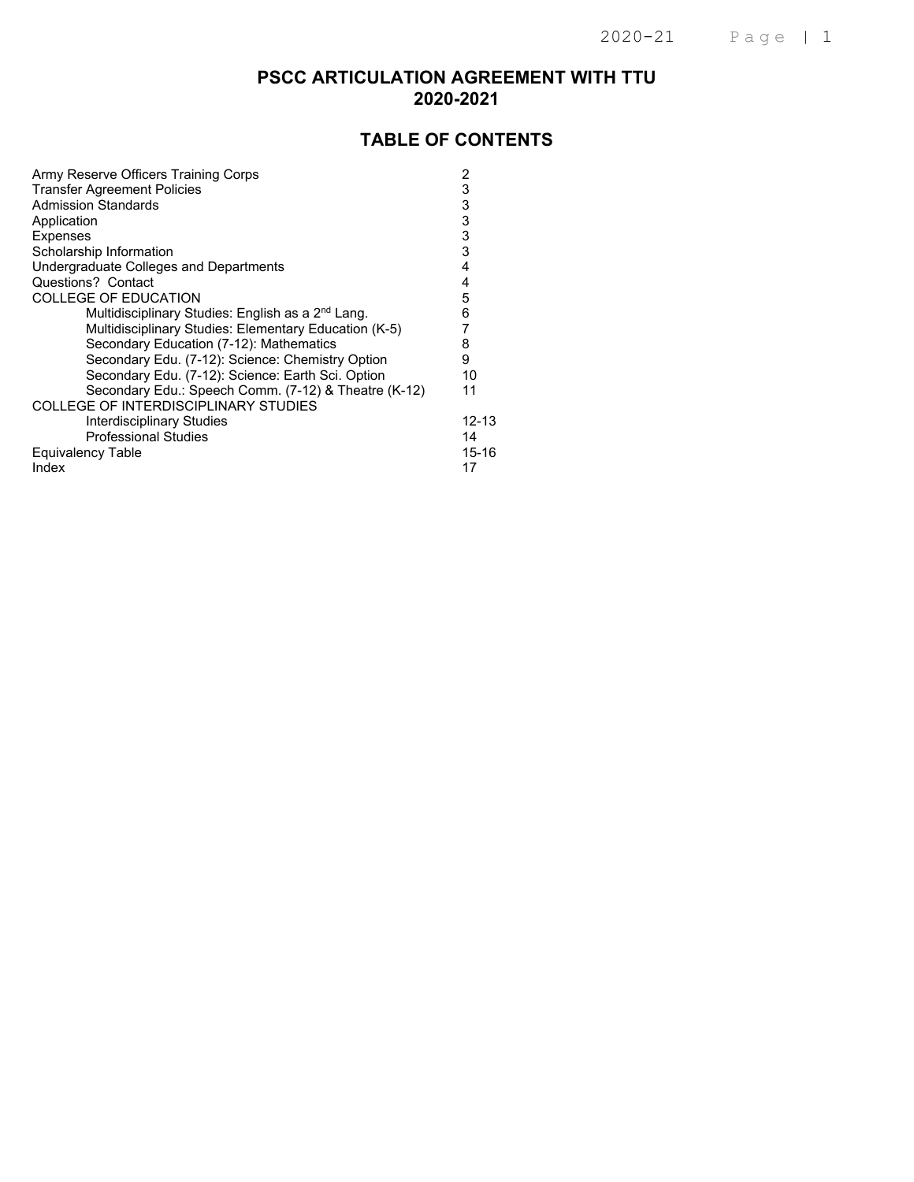# PSCC ARTICULATION AGREEMENT WITH TTU
# 2020-2021

## TABLE OF CONTENTS

| | |
|---|---|
| Army Reserve Officers Training Corps | 2 |
| Transfer Agreement Policies | 3 |
| Admission Standards | 3 |
| Application | 3 |
| Expenses | 3 |
| Scholarship Information | 3 |
| Undergraduate Colleges and Departments | 4 |
| Questions? Contact | 4 |
| COLLEGE OF EDUCATION | 5 |
| Multidisciplinary Studies: English as a 2nd Lang. | 6 |
| Multidisciplinary Studies: Elementary Education (K-5) | 7 |
| Secondary Education (7-12): Mathematics | 8 |
| Secondary Edu. (7-12): Science: Chemistry Option | 9 |
| Secondary Edu. (7-12): Science: Earth Sci. Option | 10 |
| Secondary Edu.: Speech Comm. (7-12) & Theatre (K-12) | 11 |
| COLLEGE OF INTERDISCIPLINARY STUDIES | |
| Interdisciplinary Studies | 12-13 |
| Professional Studies | 14 |
| Equivalency Table | 15-16 |
| Index | 17 |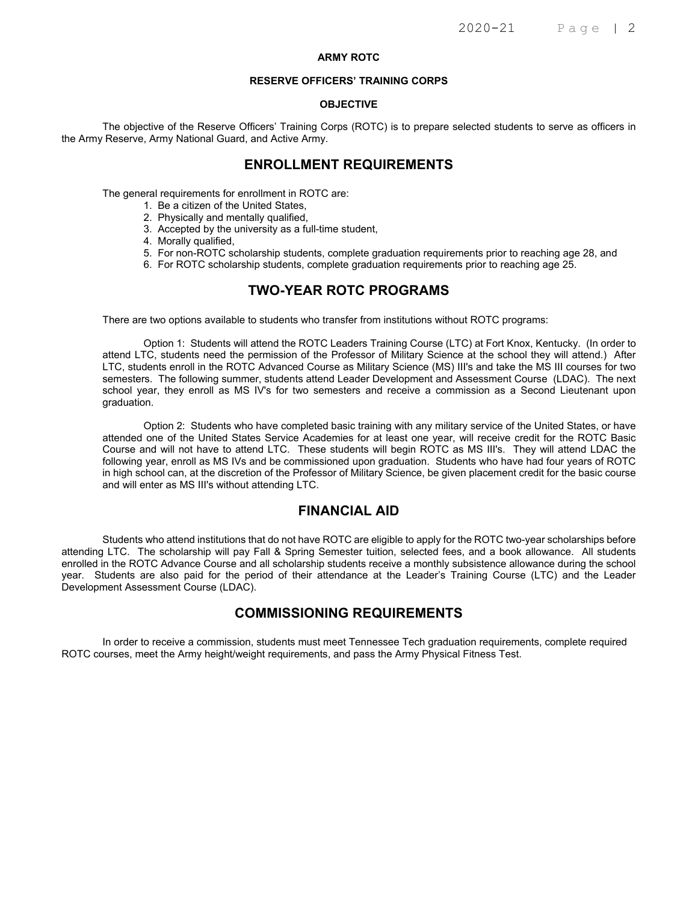**ARMY ROTC**

**RESERVE OFFICERS' TRAINING CORPS**

**OBJECTIVE**

The objective of the Reserve Officers' Training Corps (ROTC) is to prepare selected students to serve as officers in the Army Reserve, Army National Guard, and Active Army.

## ENROLLMENT REQUIREMENTS

The general requirements for enrollment in ROTC are:

1. Be a citizen of the United States,
2. Physically and mentally qualified,
3. Accepted by the university as a full-time student,
4. Morally qualified,
5. For non-ROTC scholarship students, complete graduation requirements prior to reaching age 28, and
6. For ROTC scholarship students, complete graduation requirements prior to reaching age 25.

## TWO-YEAR ROTC PROGRAMS

There are two options available to students who transfer from institutions without ROTC programs:

Option 1: Students will attend the ROTC Leaders Training Course (LTC) at Fort Knox, Kentucky. (In order to attend LTC, students need the permission of the Professor of Military Science at the school they will attend.) After LTC, students enroll in the ROTC Advanced Course as Military Science (MS) III's and take the MS III courses for two semesters. The following summer, students attend Leader Development and Assessment Course (LDAC). The next school year, they enroll as MS IV's for two semesters and receive a commission as a Second Lieutenant upon graduation.

Option 2: Students who have completed basic training with any military service of the United States, or have attended one of the United States Service Academies for at least one year, will receive credit for the ROTC Basic Course and will not have to attend LTC. These students will begin ROTC as MS III's. They will attend LDAC the following year, enroll as MS IVs and be commissioned upon graduation. Students who have had four years of ROTC in high school can, at the discretion of the Professor of Military Science, be given placement credit for the basic course and will enter as MS III's without attending LTC.

## FINANCIAL AID

Students who attend institutions that do not have ROTC are eligible to apply for the ROTC two-year scholarships before attending LTC. The scholarship will pay Fall & Spring Semester tuition, selected fees, and a book allowance. All students enrolled in the ROTC Advance Course and all scholarship students receive a monthly subsistence allowance during the school year. Students are also paid for the period of their attendance at the Leader's Training Course (LTC) and the Leader Development Assessment Course (LDAC).

## COMMISSIONING REQUIREMENTS

In order to receive a commission, students must meet Tennessee Tech graduation requirements, complete required ROTC courses, meet the Army height/weight requirements, and pass the Army Physical Fitness Test.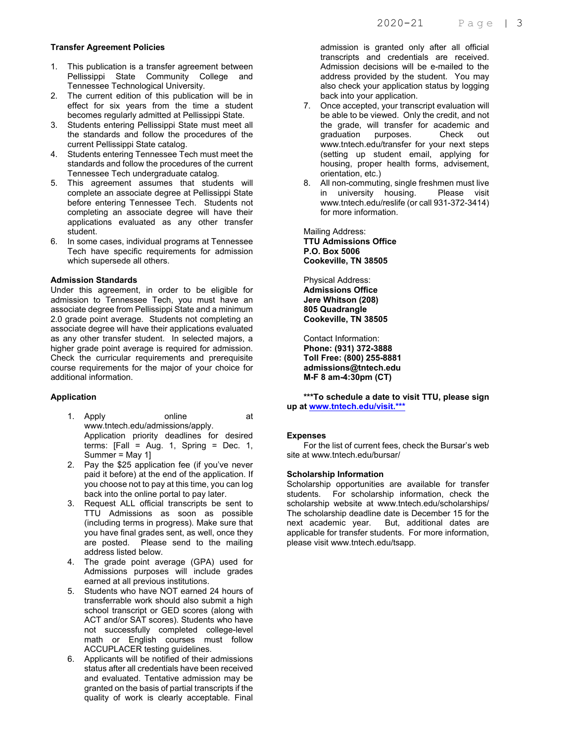### Transfer Agreement Policies

1. This publication is a transfer agreement between Pellissippi State Community College and Tennessee Technological University.
2. The current edition of this publication will be in effect for six years from the time a student becomes regularly admitted at Pellissippi State.
3. Students entering Pellissippi State must meet all the standards and follow the procedures of the current Pellissippi State catalog.
4. Students entering Tennessee Tech must meet the standards and follow the procedures of the current Tennessee Tech undergraduate catalog.
5. This agreement assumes that students will complete an associate degree at Pellissippi State before entering Tennessee Tech. Students not completing an associate degree will have their applications evaluated as any other transfer student.
6. In some cases, individual programs at Tennessee Tech have specific requirements for admission which supersede all others.

### Admission Standards

Under this agreement, in order to be eligible for admission to Tennessee Tech, you must have an associate degree from Pellissippi State and a minimum 2.0 grade point average. Students not completing an associate degree will have their applications evaluated as any other transfer student. In selected majors, a higher grade point average is required for admission. Check the curricular requirements and prerequisite course requirements for the major of your choice for additional information.

### Application

1. Apply online at www.tntech.edu/admissions/apply. Application priority deadlines for desired terms: [Fall = Aug. 1, Spring = Dec. 1, Summer = May 1]
2. Pay the $25 application fee (if you've never paid it before) at the end of the application. If you choose not to pay at this time, you can log back into the online portal to pay later.
3. Request ALL official transcripts be sent to TTU Admissions as soon as possible (including terms in progress). Make sure that you have final grades sent, as well, once they are posted. Please send to the mailing address listed below.
4. The grade point average (GPA) used for Admissions purposes will include grades earned at all previous institutions.
5. Students who have NOT earned 24 hours of transferrable work should also submit a high school transcript or GED scores (along with ACT and/or SAT scores). Students who have not successfully completed college-level math or English courses must follow ACCUPLACER testing guidelines.
6. Applicants will be notified of their admissions status after all credentials have been received and evaluated. Tentative admission may be granted on the basis of partial transcripts if the quality of work is clearly acceptable. Final admission is granted only after all official transcripts and credentials are received. Admission decisions will be e-mailed to the address provided by the student. You may also check your application status by logging back into your application.
7. Once accepted, your transcript evaluation will be able to be viewed. Only the credit, and not the grade, will transfer for academic and graduation purposes. Check out www.tntech.edu/transfer for your next steps (setting up student email, applying for housing, proper health forms, advisement, orientation, etc.)
8. All non-commuting, single freshmen must live in university housing. Please visit www.tntech.edu/reslife (or call 931-372-3414) for more information.

Mailing Address:
**TTU Admissions Office**
**P.O. Box 5006**
**Cookeville, TN 38505**

Physical Address:
**Admissions Office**
**Jere Whitson (208)**
**805 Quadrangle**
**Cookeville, TN 38505**

Contact Information:
**Phone: (931) 372-3888**
**Toll Free: (800) 255-8881**
**admissions@tntech.edu**
**M-F 8 am-4:30pm (CT)**

**\*\*\*To schedule a date to visit TTU, please sign up at www.tntech.edu/visit.\*\*\***

### Expenses

For the list of current fees, check the Bursar's web site at www.tntech.edu/bursar/

### Scholarship Information

Scholarship opportunities are available for transfer students. For scholarship information, check the scholarship website at www.tntech.edu/scholarships/ The scholarship deadline date is December 15 for the next academic year. But, additional dates are applicable for transfer students. For more information, please visit www.tntech.edu/tsapp.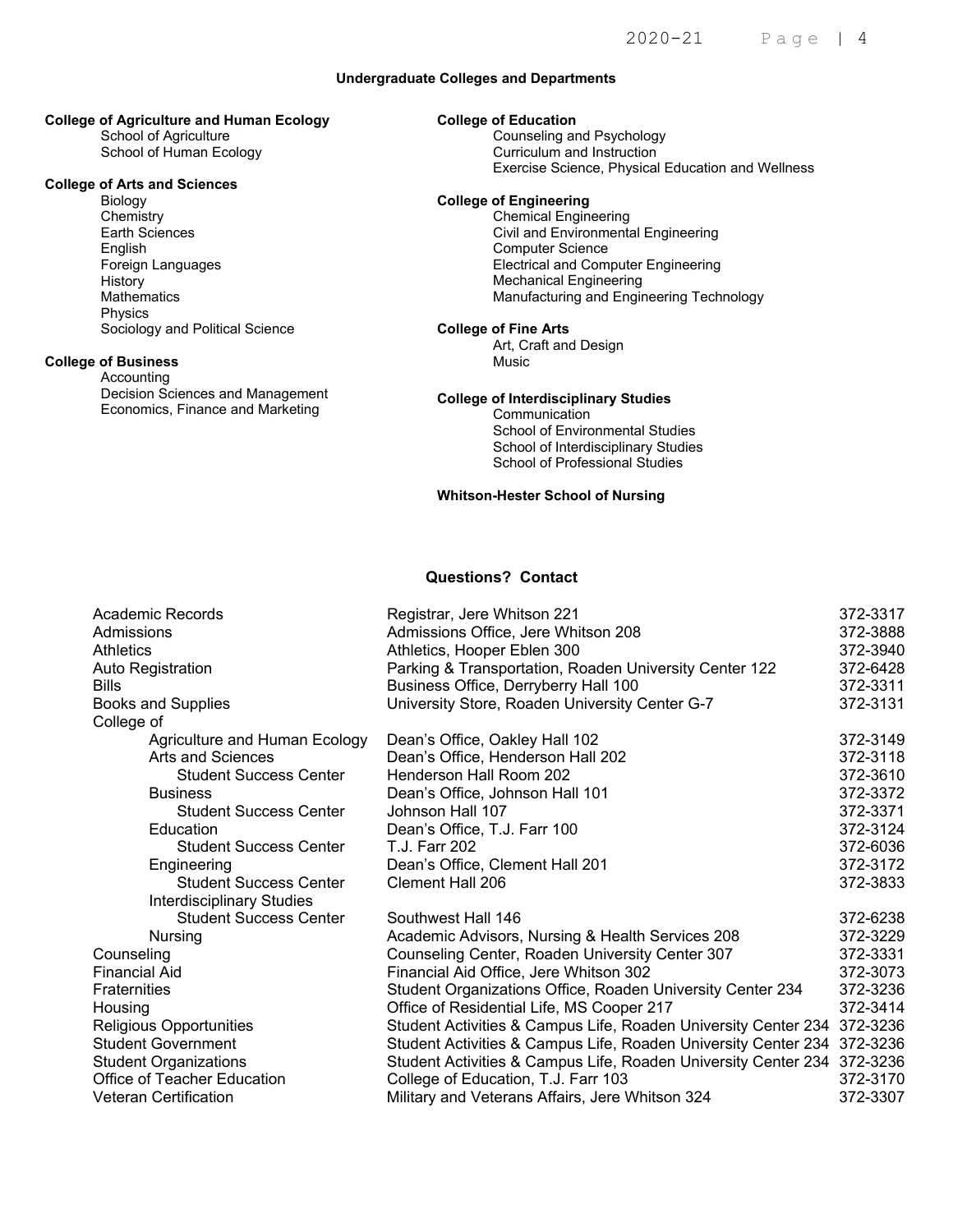## Undergraduate Colleges and Departments

**College of Agriculture and Human Ecology**
- School of Agriculture
- School of Human Ecology

**College of Arts and Sciences**
- Biology
- Chemistry
- Earth Sciences
- English
- Foreign Languages
- History
- Mathematics
- Physics
- Sociology and Political Science

**College of Business**
- Accounting
- Decision Sciences and Management
- Economics, Finance and Marketing

**College of Education**
- Counseling and Psychology
- Curriculum and Instruction
- Exercise Science, Physical Education and Wellness

**College of Engineering**
- Chemical Engineering
- Civil and Environmental Engineering
- Computer Science
- Electrical and Computer Engineering
- Mechanical Engineering
- Manufacturing and Engineering Technology

**College of Fine Arts**
- Art, Craft and Design
- Music

**College of Interdisciplinary Studies**
- Communication
- School of Environmental Studies
- School of Interdisciplinary Studies
- School of Professional Studies

**Whitson-Hester School of Nursing**

## Questions? Contact

| | | |
|---|---|---|
| Academic Records | Registrar, Jere Whitson 221 | 372-3317 |
| Admissions | Admissions Office, Jere Whitson 208 | 372-3888 |
| Athletics | Athletics, Hooper Eblen 300 | 372-3940 |
| Auto Registration | Parking & Transportation, Roaden University Center 122 | 372-6428 |
| Bills | Business Office, Derryberry Hall 100 | 372-3311 |
| Books and Supplies | University Store, Roaden University Center G-7 | 372-3131 |
| College of | | |
| Agriculture and Human Ecology | Dean's Office, Oakley Hall 102 | 372-3149 |
| Arts and Sciences | Dean's Office, Henderson Hall 202 | 372-3118 |
| Student Success Center | Henderson Hall Room 202 | 372-3610 |
| Business | Dean's Office, Johnson Hall 101 | 372-3372 |
| Student Success Center | Johnson Hall 107 | 372-3371 |
| Education | Dean's Office, T.J. Farr 100 | 372-3124 |
| Student Success Center | T.J. Farr 202 | 372-6036 |
| Engineering | Dean's Office, Clement Hall 201 | 372-3172 |
| Student Success Center | Clement Hall 206 | 372-3833 |
| Interdisciplinary Studies | | |
| Student Success Center | Southwest Hall 146 | 372-6238 |
| Nursing | Academic Advisors, Nursing & Health Services 208 | 372-3229 |
| Counseling | Counseling Center, Roaden University Center 307 | 372-3331 |
| Financial Aid | Financial Aid Office, Jere Whitson 302 | 372-3073 |
| Fraternities | Student Organizations Office, Roaden University Center 234 | 372-3236 |
| Housing | Office of Residential Life, MS Cooper 217 | 372-3414 |
| Religious Opportunities | Student Activities & Campus Life, Roaden University Center 234 | 372-3236 |
| Student Government | Student Activities & Campus Life, Roaden University Center 234 | 372-3236 |
| Student Organizations | Student Activities & Campus Life, Roaden University Center 234 | 372-3236 |
| Office of Teacher Education | College of Education, T.J. Farr 103 | 372-3170 |
| Veteran Certification | Military and Veterans Affairs, Jere Whitson 324 | 372-3307 |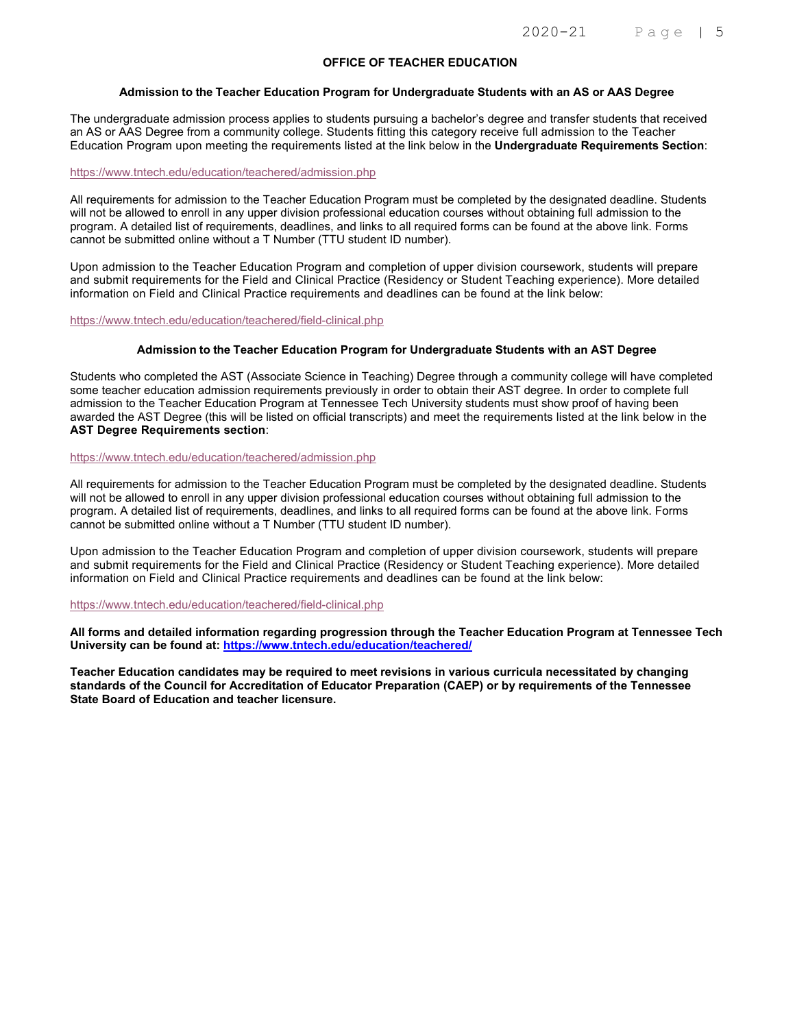## OFFICE OF TEACHER EDUCATION

### Admission to the Teacher Education Program for Undergraduate Students with an AS or AAS Degree

The undergraduate admission process applies to students pursuing a bachelor's degree and transfer students that received an AS or AAS Degree from a community college. Students fitting this category receive full admission to the Teacher Education Program upon meeting the requirements listed at the link below in the **Undergraduate Requirements Section**:

https://www.tntech.edu/education/teachered/admission.php

All requirements for admission to the Teacher Education Program must be completed by the designated deadline. Students will not be allowed to enroll in any upper division professional education courses without obtaining full admission to the program. A detailed list of requirements, deadlines, and links to all required forms can be found at the above link. Forms cannot be submitted online without a T Number (TTU student ID number).

Upon admission to the Teacher Education Program and completion of upper division coursework, students will prepare and submit requirements for the Field and Clinical Practice (Residency or Student Teaching experience). More detailed information on Field and Clinical Practice requirements and deadlines can be found at the link below:

https://www.tntech.edu/education/teachered/field-clinical.php

### Admission to the Teacher Education Program for Undergraduate Students with an AST Degree

Students who completed the AST (Associate Science in Teaching) Degree through a community college will have completed some teacher education admission requirements previously in order to obtain their AST degree. In order to complete full admission to the Teacher Education Program at Tennessee Tech University students must show proof of having been awarded the AST Degree (this will be listed on official transcripts) and meet the requirements listed at the link below in the **AST Degree Requirements section**:

https://www.tntech.edu/education/teachered/admission.php

All requirements for admission to the Teacher Education Program must be completed by the designated deadline. Students will not be allowed to enroll in any upper division professional education courses without obtaining full admission to the program. A detailed list of requirements, deadlines, and links to all required forms can be found at the above link. Forms cannot be submitted online without a T Number (TTU student ID number).

Upon admission to the Teacher Education Program and completion of upper division coursework, students will prepare and submit requirements for the Field and Clinical Practice (Residency or Student Teaching experience). More detailed information on Field and Clinical Practice requirements and deadlines can be found at the link below:

https://www.tntech.edu/education/teachered/field-clinical.php

**All forms and detailed information regarding progression through the Teacher Education Program at Tennessee Tech University can be found at: https://www.tntech.edu/education/teachered/**

**Teacher Education candidates may be required to meet revisions in various curricula necessitated by changing standards of the Council for Accreditation of Educator Preparation (CAEP) or by requirements of the Tennessee State Board of Education and teacher licensure.**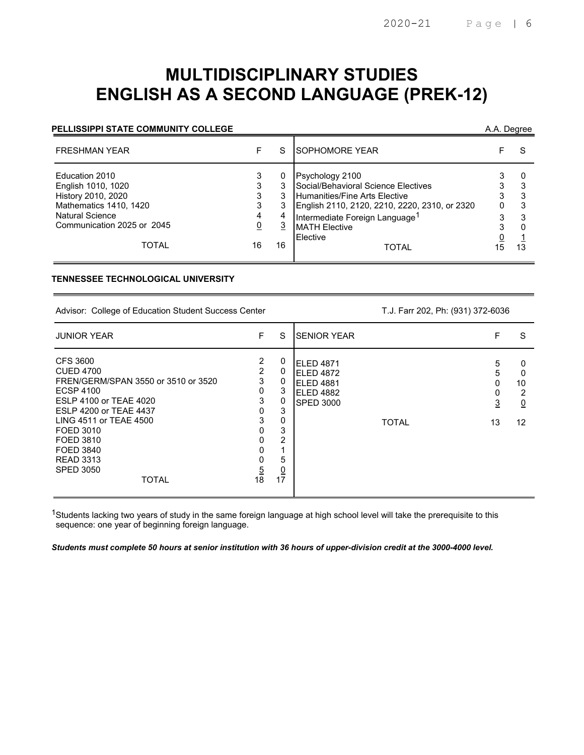# MULTIDISCIPLINARY STUDIES
# ENGLISH AS A SECOND LANGUAGE (PREK-12)

**PELLISSIPPI STATE COMMUNITY COLLEGE** — A.A. Degree

| FRESHMAN YEAR | F | S | SOPHOMORE YEAR | F | S |
|---|---|---|---|---|---|
| Education 2010 | 3 | 0 | Psychology 2100 | 3 | 0 |
| English 1010, 1020 | 3 | 3 | Social/Behavioral Science Electives | 3 | 3 |
| History 2010, 2020 | 3 | 3 | Humanities/Fine Arts Elective | 3 | 3 |
| Mathematics 1410, 1420 | 3 | 3 | English 2110, 2120, 2210, 2220, 2310, or 2320 | 0 | 3 |
| Natural Science | 4 | 4 | Intermediate Foreign Language[1] | 3 | 3 |
| Communication 2025 or 2045 | 0 | 3 | MATH Elective | 3 | 0 |
| | | | Elective | 0 | 1 |
| TOTAL | 16 | 16 | TOTAL | 15 | 13 |

**TENNESSEE TECHNOLOGICAL UNIVERSITY**

Advisor: College of Education Student Success Center — T.J. Farr 202, Ph: (931) 372-6036

| JUNIOR YEAR | F | S | SENIOR YEAR | F | S |
|---|---|---|---|---|---|
| CFS 3600 | 2 | 0 | ELED 4871 | 5 | 0 |
| CUED 4700 | 2 | 0 | ELED 4872 | 5 | 0 |
| FREN/GERM/SPAN 3550 or 3510 or 3520 | 3 | 0 | ELED 4881 | 0 | 10 |
| ECSP 4100 | 0 | 3 | ELED 4882 | 0 | 2 |
| ESLP 4100 or TEAE 4020 | 3 | 0 | SPED 3000 | 3 | 0 |
| ESLP 4200 or TEAE 4437 | 0 | 3 | | | |
| LING 4511 or TEAE 4500 | 3 | 0 | TOTAL | 13 | 12 |
| FOED 3010 | 0 | 3 | | | |
| FOED 3810 | 0 | 2 | | | |
| FOED 3840 | 0 | 1 | | | |
| READ 3313 | 0 | 5 | | | |
| SPED 3050 | 5 | 0 | | | |
| TOTAL | 18 | 17 | | | |

[1]Students lacking two years of study in the same foreign language at high school level will take the prerequisite to this sequence: one year of beginning foreign language.

***Students must complete 50 hours at senior institution with 36 hours of upper-division credit at the 3000-4000 level.***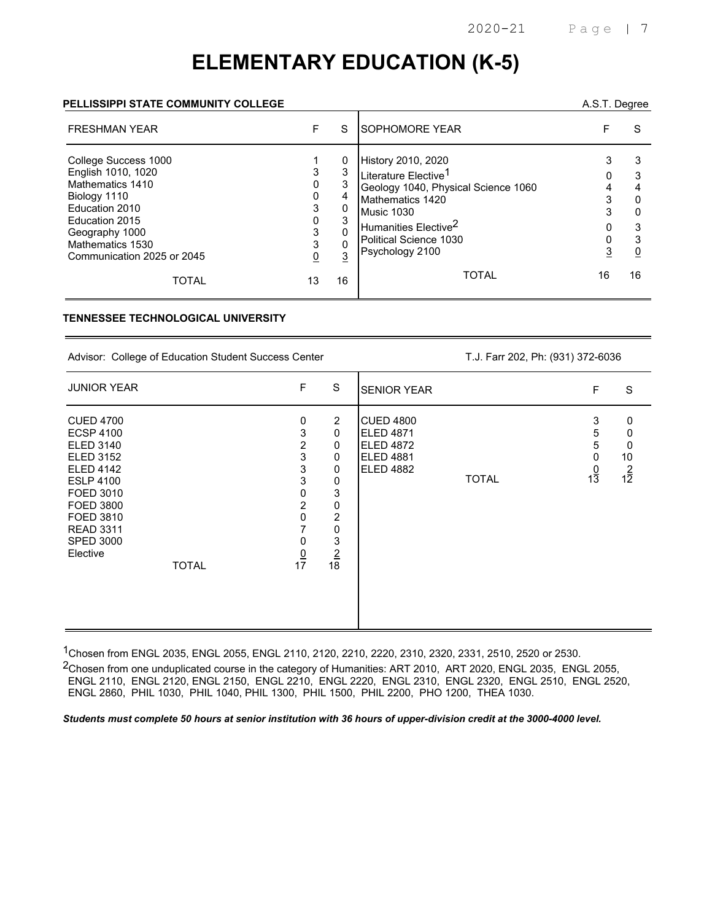# ELEMENTARY EDUCATION (K-5)

**PELLISSIPPI STATE COMMUNITY COLLEGE** — A.S.T. Degree

| FRESHMAN YEAR | F | S | SOPHOMORE YEAR | F | S |
|---|---|---|---|---|---|
| College Success 1000 | 1 | 0 | History 2010, 2020 | 3 | 3 |
| English 1010, 1020 | 3 | 3 | Literature Elective[1] | 0 | 3 |
| Mathematics 1410 | 0 | 3 | Geology 1040, Physical Science 1060 | 4 | 4 |
| Biology 1110 | 0 | 4 | Mathematics 1420 | 3 | 0 |
| Education 2010 | 3 | 0 | Music 1030 | 3 | 0 |
| Education 2015 | 0 | 3 | Humanities Elective[2] | 0 | 3 |
| Geography 1000 | 3 | 0 | Political Science 1030 | 0 | 3 |
| Mathematics 1530 | 3 | 0 | Psychology 2100 | 3 | 0 |
| Communication 2025 or 2045 | 0 | 3 | | | |
| TOTAL | 13 | 16 | TOTAL | 16 | 16 |

**TENNESSEE TECHNOLOGICAL UNIVERSITY**

Advisor: College of Education Student Success Center — T.J. Farr 202, Ph: (931) 372-6036

| JUNIOR YEAR | F | S | SENIOR YEAR | F | S |
|---|---|---|---|---|---|
| CUED 4700 | 0 | 2 | CUED 4800 | 3 | 0 |
| ECSP 4100 | 3 | 0 | ELED 4871 | 5 | 0 |
| ELED 3140 | 2 | 0 | ELED 4872 | 5 | 0 |
| ELED 3152 | 3 | 0 | ELED 4881 | 0 | 10 |
| ELED 4142 | 3 | 0 | ELED 4882 | 0 | 2 |
| ESLP 4100 | 3 | 0 | TOTAL | 13 | 12 |
| FOED 3010 | 0 | 3 | | | |
| FOED 3800 | 2 | 0 | | | |
| FOED 3810 | 0 | 2 | | | |
| READ 3311 | 7 | 0 | | | |
| SPED 3000 | 0 | 3 | | | |
| Elective | 0 | 2 | | | |
| TOTAL | 17 | 18 | | | |

[1]Chosen from ENGL 2035, ENGL 2055, ENGL 2110, 2120, 2210, 2220, 2310, 2320, 2331, 2510, 2520 or 2530.

[2]Chosen from one unduplicated course in the category of Humanities: ART 2010, ART 2020, ENGL 2035, ENGL 2055, ENGL 2110, ENGL 2120, ENGL 2150, ENGL 2210, ENGL 2220, ENGL 2310, ENGL 2320, ENGL 2510, ENGL 2520, ENGL 2860, PHIL 1030, PHIL 1040, PHIL 1300, PHIL 1500, PHIL 2200, PHO 1200, THEA 1030.

***Students must complete 50 hours at senior institution with 36 hours of upper-division credit at the 3000-4000 level.***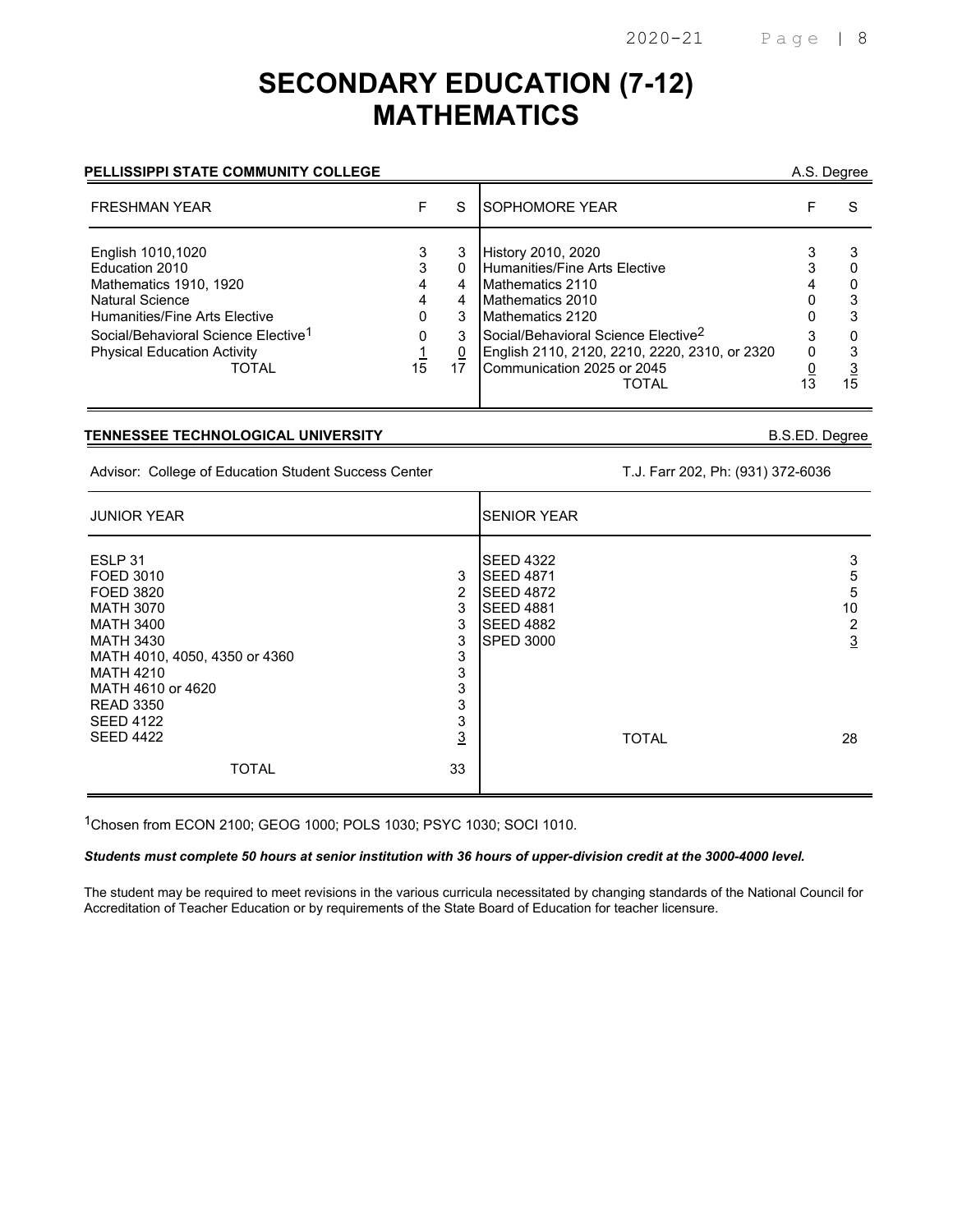# SECONDARY EDUCATION (7-12) MATHEMATICS

**PELLISSIPPI STATE COMMUNITY COLLEGE** — A.S. Degree

| FRESHMAN YEAR | F | S | SOPHOMORE YEAR | F | S |
|---|---|---|---|---|---|
| English 1010,1020 | 3 | 3 | History 2010, 2020 | 3 | 3 |
| Education 2010 | 3 | 0 | Humanities/Fine Arts Elective | 3 | 0 |
| Mathematics 1910, 1920 | 4 | 4 | Mathematics 2110 | 4 | 0 |
| Natural Science | 4 | 4 | Mathematics 2010 | 0 | 3 |
| Humanities/Fine Arts Elective | 0 | 3 | Mathematics 2120 | 0 | 3 |
| Social/Behavioral Science Elective[1] | 0 | 3 | Social/Behavioral Science Elective[2] | 3 | 0 |
| Physical Education Activity | 1 | 0 | English 2110, 2120, 2210, 2220, 2310, or 2320 | 0 | 3 |
| TOTAL | 15 | 17 | Communication 2025 or 2045 | 0 | 3 |
| | | | TOTAL | 13 | 15 |

**TENNESSEE TECHNOLOGICAL UNIVERSITY** — B.S.ED. Degree

Advisor: College of Education Student Success Center — T.J. Farr 202, Ph: (931) 372-6036

| JUNIOR YEAR | | SENIOR YEAR | |
|---|---|---|---|
| ESLP 31 | | SEED 4322 | 3 |
| FOED 3010 | 3 | SEED 4871 | 5 |
| FOED 3820 | 2 | SEED 4872 | 5 |
| MATH 3070 | 3 | SEED 4881 | 10 |
| MATH 3400 | 3 | SEED 4882 | 2 |
| MATH 3430 | 3 | SPED 3000 | 3 |
| MATH 4010, 4050, 4350 or 4360 | 3 | | |
| MATH 4210 | 3 | | |
| MATH 4610 or 4620 | 3 | | |
| READ 3350 | 3 | | |
| SEED 4122 | 3 | | |
| SEED 4422 | 3 | TOTAL | 28 |
| TOTAL | 33 | | |

[1]Chosen from ECON 2100; GEOG 1000; POLS 1030; PSYC 1030; SOCI 1010.

***Students must complete 50 hours at senior institution with 36 hours of upper-division credit at the 3000-4000 level.***

The student may be required to meet revisions in the various curricula necessitated by changing standards of the National Council for Accreditation of Teacher Education or by requirements of the State Board of Education for teacher licensure.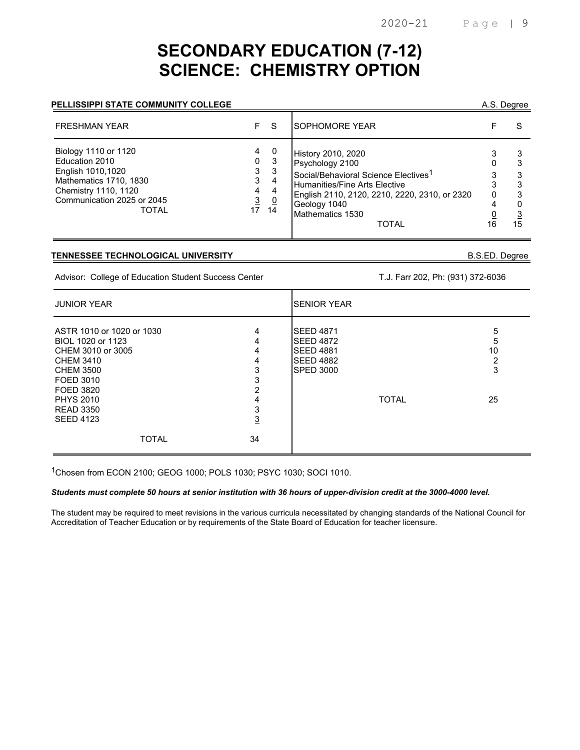# SECONDARY EDUCATION (7-12)
# SCIENCE: CHEMISTRY OPTION

**PELLISSIPPI STATE COMMUNITY COLLEGE** A.S. Degree

| FRESHMAN YEAR | F | S | SOPHOMORE YEAR | F | S |
|---|---|---|---|---|---|
| Biology 1110 or 1120 | 4 | 0 | History 2010, 2020 | 3 | 3 |
| Education 2010 | 0 | 3 | Psychology 2100 | 0 | 3 |
| English 1010,1020 | 3 | 3 | Social/Behavioral Science Electives[1] | 3 | 3 |
| Mathematics 1710, 1830 | 3 | 4 | Humanities/Fine Arts Elective | 3 | 3 |
| Chemistry 1110, 1120 | 4 | 4 | English 2110, 2120, 2210, 2220, 2310, or 2320 | 0 | 3 |
| Communication 2025 or 2045 | 3 | 0 | Geology 1040 | 4 | 0 |
| TOTAL | 17 | 14 | Mathematics 1530 | 0 | 3 |
| | | | TOTAL | 16 | 15 |

**TENNESSEE TECHNOLOGICAL UNIVERSITY** B.S.ED. Degree

Advisor: College of Education Student Success Center T.J. Farr 202, Ph: (931) 372-6036

| JUNIOR YEAR | | SENIOR YEAR | |
|---|---|---|---|
| ASTR 1010 or 1020 or 1030 | 4 | SEED 4871 | 5 |
| BIOL 1020 or 1123 | 4 | SEED 4872 | 5 |
| CHEM 3010 or 3005 | 4 | SEED 4881 | 10 |
| CHEM 3410 | 4 | SEED 4882 | 2 |
| CHEM 3500 | 3 | SPED 3000 | 3 |
| FOED 3010 | 3 | | |
| FOED 3820 | 2 | | |
| PHYS 2010 | 4 | TOTAL | 25 |
| READ 3350 | 3 | | |
| SEED 4123 | 3 | | |
| TOTAL | 34 | | |

[1]Chosen from ECON 2100; GEOG 1000; POLS 1030; PSYC 1030; SOCI 1010.

***Students must complete 50 hours at senior institution with 36 hours of upper-division credit at the 3000-4000 level.***

The student may be required to meet revisions in the various curricula necessitated by changing standards of the National Council for Accreditation of Teacher Education or by requirements of the State Board of Education for teacher licensure.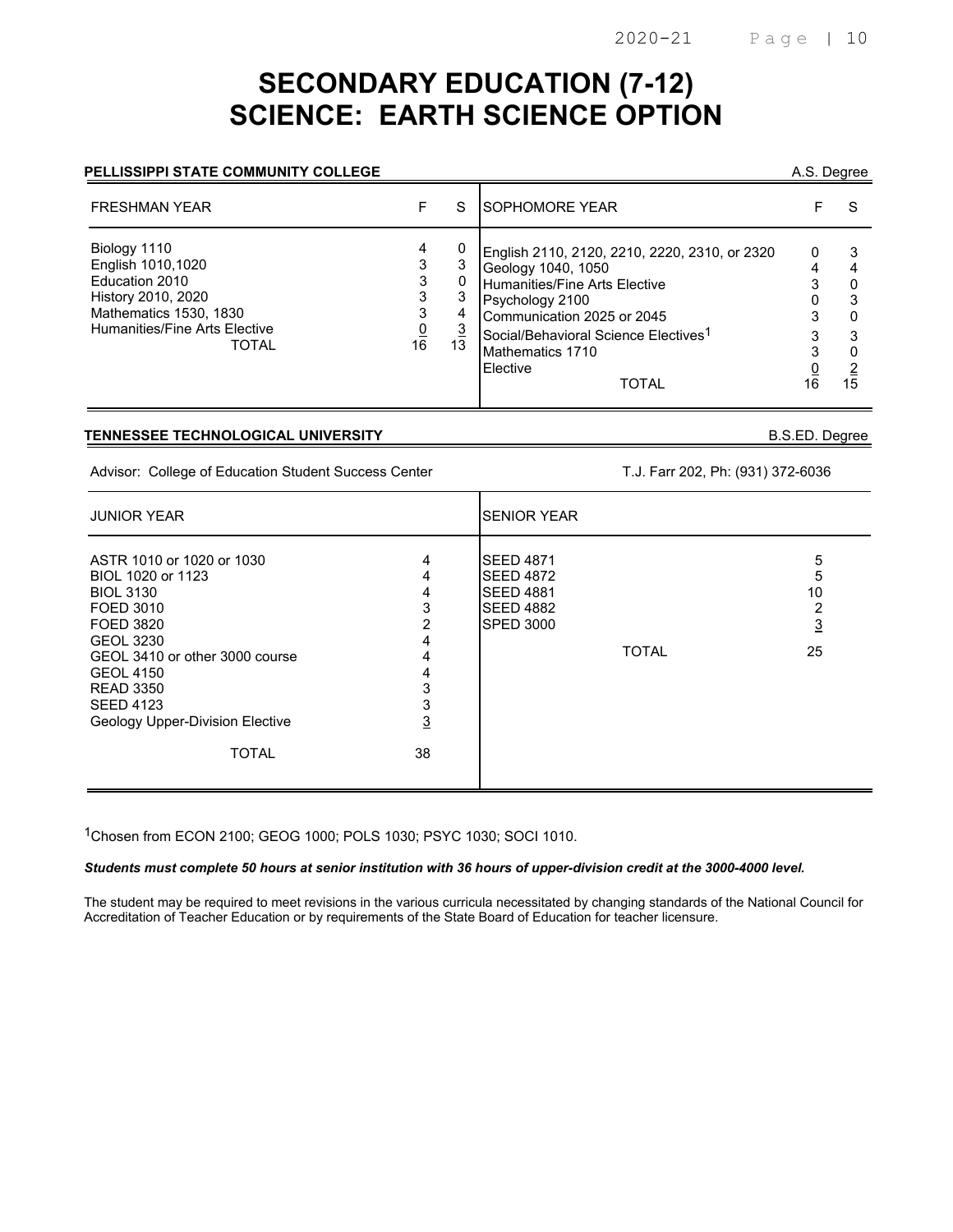# SECONDARY EDUCATION (7-12)
# SCIENCE: EARTH SCIENCE OPTION

**PELLISSIPPI STATE COMMUNITY COLLEGE** — A.S. Degree

| FRESHMAN YEAR | F | S | SOPHOMORE YEAR | F | S |
|---|---|---|---|---|---|
| Biology 1110 | 4 | 0 | English 2110, 2120, 2210, 2220, 2310, or 2320 | 0 | 3 |
| English 1010,1020 | 3 | 3 | Geology 1040, 1050 | 4 | 4 |
| Education 2010 | 3 | 0 | Humanities/Fine Arts Elective | 3 | 0 |
| History 2010, 2020 | 3 | 3 | Psychology 2100 | 0 | 3 |
| Mathematics 1530, 1830 | 3 | 4 | Communication 2025 or 2045 | 3 | 0 |
| Humanities/Fine Arts Elective | 0 | 3 | Social/Behavioral Science Electives[1] | 3 | 3 |
| TOTAL | 16 | 13 | Mathematics 1710 | 3 | 0 |
| | | | Elective | 0 | 2 |
| | | | TOTAL | 16 | 15 |

**TENNESSEE TECHNOLOGICAL UNIVERSITY** — B.S.ED. Degree

Advisor: College of Education Student Success Center — T.J. Farr 202, Ph: (931) 372-6036

| JUNIOR YEAR | | SENIOR YEAR | |
|---|---|---|---|
| ASTR 1010 or 1020 or 1030 | 4 | SEED 4871 | 5 |
| BIOL 1020 or 1123 | 4 | SEED 4872 | 5 |
| BIOL 3130 | 4 | SEED 4881 | 10 |
| FOED 3010 | 3 | SEED 4882 | 2 |
| FOED 3820 | 2 | SPED 3000 | 3 |
| GEOL 3230 | 4 | TOTAL | 25 |
| GEOL 3410 or other 3000 course | 4 | | |
| GEOL 4150 | 4 | | |
| READ 3350 | 3 | | |
| SEED 4123 | 3 | | |
| Geology Upper-Division Elective | 3 | | |
| TOTAL | 38 | | |

[1]Chosen from ECON 2100; GEOG 1000; POLS 1030; PSYC 1030; SOCI 1010.

***Students must complete 50 hours at senior institution with 36 hours of upper-division credit at the 3000-4000 level.***

The student may be required to meet revisions in the various curricula necessitated by changing standards of the National Council for Accreditation of Teacher Education or by requirements of the State Board of Education for teacher licensure.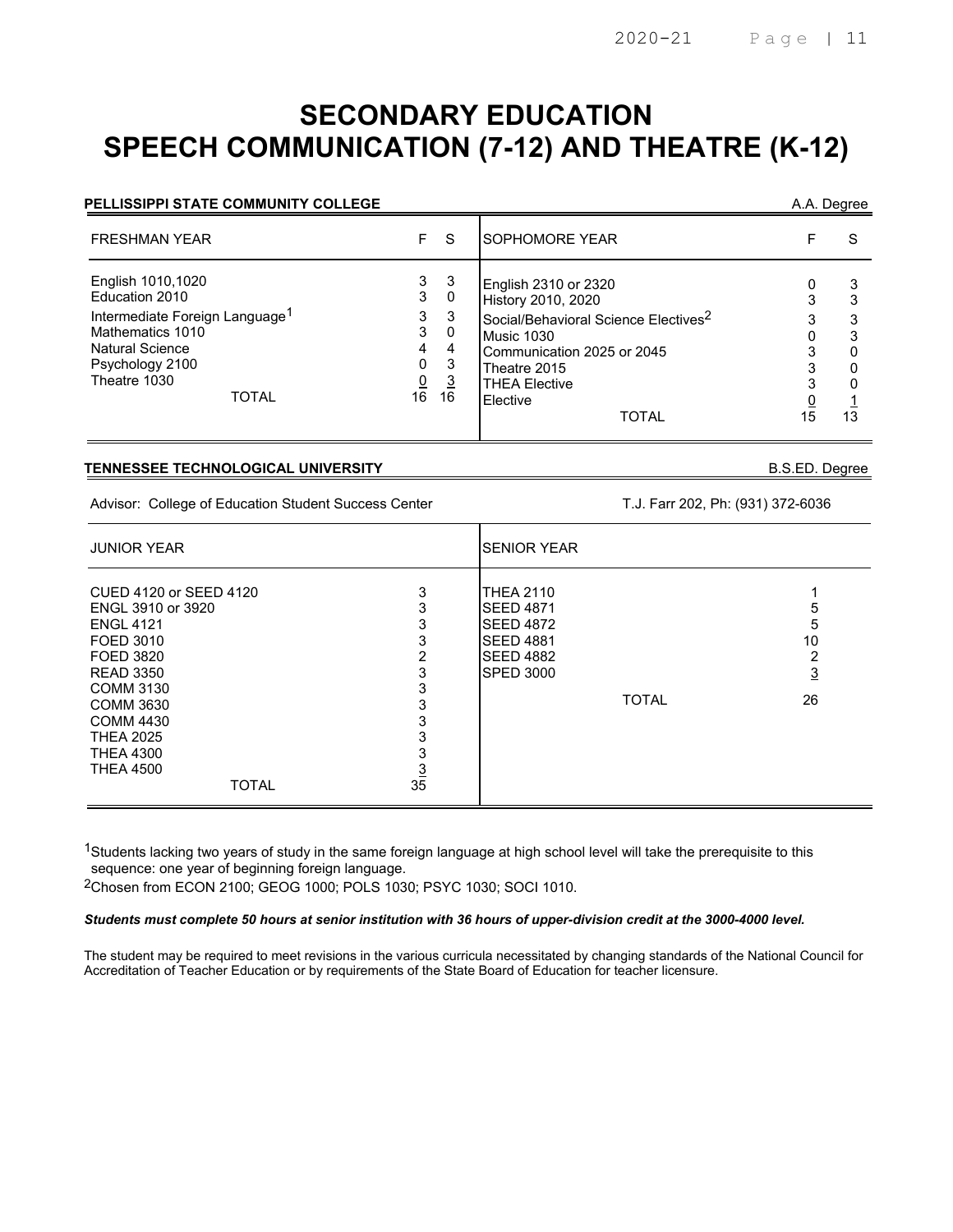# SECONDARY EDUCATION
# SPEECH COMMUNICATION (7-12) AND THEATRE (K-12)

**PELLISSIPPI STATE COMMUNITY COLLEGE** — A.A. Degree

| FRESHMAN YEAR | F | S | SOPHOMORE YEAR | F | S |
|---|---|---|---|---|---|
| English 1010,1020 | 3 | 3 | English 2310 or 2320 | 0 | 3 |
| Education 2010 | 3 | 0 | History 2010, 2020 | 3 | 3 |
| Intermediate Foreign Language[1] | 3 | 3 | Social/Behavioral Science Electives[2] | 3 | 3 |
| Mathematics 1010 | 3 | 0 | Music 1030 | 0 | 3 |
| Natural Science | 4 | 4 | Communication 2025 or 2045 | 3 | 0 |
| Psychology 2100 | 0 | 3 | Theatre 2015 | 3 | 0 |
| Theatre 1030 | 0 | 3 | THEA Elective | 3 | 0 |
| TOTAL | 16 | 16 | Elective | 0 | 1 |
| | | | TOTAL | 15 | 13 |

**TENNESSEE TECHNOLOGICAL UNIVERSITY** — B.S.ED. Degree

Advisor: College of Education Student Success Center — T.J. Farr 202, Ph: (931) 372-6036

| JUNIOR YEAR | | SENIOR YEAR | |
|---|---|---|---|
| CUED 4120 or SEED 4120 | 3 | THEA 2110 | 1 |
| ENGL 3910 or 3920 | 3 | SEED 4871 | 5 |
| ENGL 4121 | 3 | SEED 4872 | 5 |
| FOED 3010 | 3 | SEED 4881 | 10 |
| FOED 3820 | 2 | SEED 4882 | 2 |
| READ 3350 | 3 | SPED 3000 | 3 |
| COMM 3130 | 3 | TOTAL | 26 |
| COMM 3630 | 3 | | |
| COMM 4430 | 3 | | |
| THEA 2025 | 3 | | |
| THEA 4300 | 3 | | |
| THEA 4500 | 3 | | |
| TOTAL | 35 | | |

[1]Students lacking two years of study in the same foreign language at high school level will take the prerequisite to this sequence: one year of beginning foreign language.

[2]Chosen from ECON 2100; GEOG 1000; POLS 1030; PSYC 1030; SOCI 1010.

***Students must complete 50 hours at senior institution with 36 hours of upper-division credit at the 3000-4000 level.***

The student may be required to meet revisions in the various curricula necessitated by changing standards of the National Council for Accreditation of Teacher Education or by requirements of the State Board of Education for teacher licensure.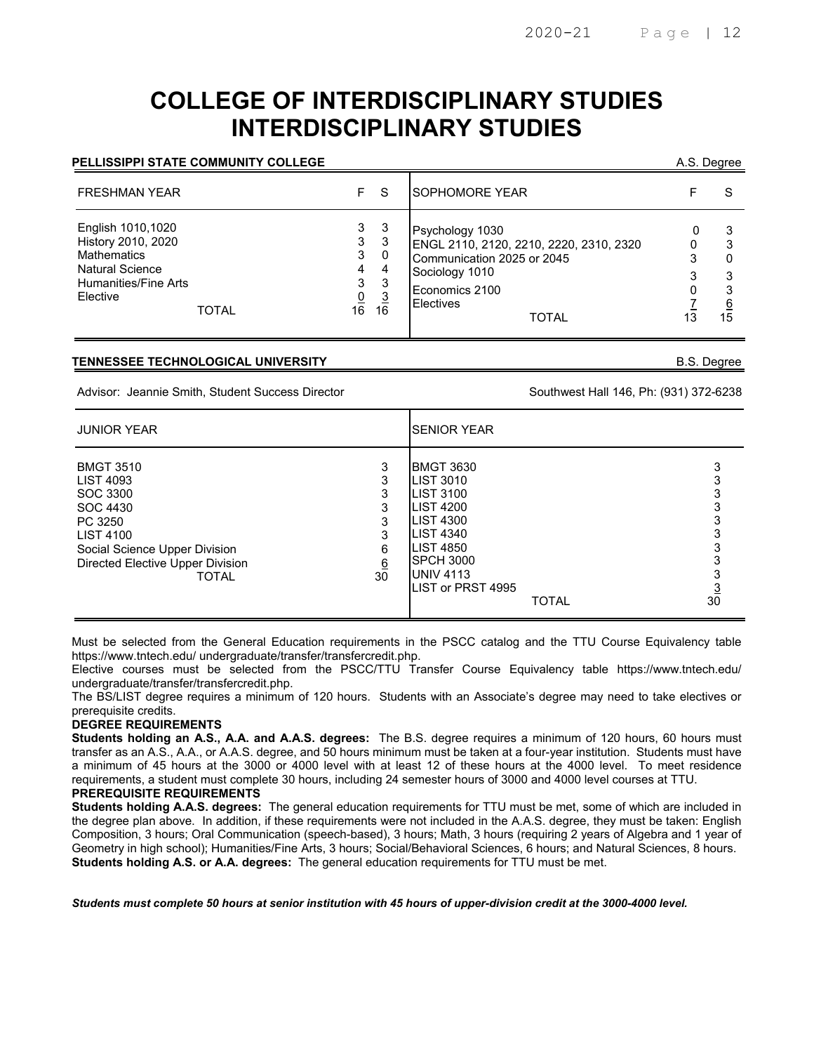# COLLEGE OF INTERDISCIPLINARY STUDIES
# INTERDISCIPLINARY STUDIES

**PELLISSIPPI STATE COMMUNITY COLLEGE** A.S. Degree

| FRESHMAN YEAR | F | S | SOPHOMORE YEAR | F | S |
|---|---|---|---|---|---|
| English 1010,1020 | 3 | 3 | Psychology 1030 | 0 | 3 |
| History 2010, 2020 | 3 | 3 | ENGL 2110, 2120, 2210, 2220, 2310, 2320 | 0 | 3 |
| Mathematics | 3 | 0 | Communication 2025 or 2045 | 3 | 0 |
| Natural Science | 4 | 4 | Sociology 1010 | 3 | 3 |
| Humanities/Fine Arts | 3 | 3 | Economics 2100 | 0 | 3 |
| Elective | 0 | 3 | Electives | 7 | 6 |
| TOTAL | 16 | 16 | TOTAL | 13 | 15 |

**TENNESSEE TECHNOLOGICAL UNIVERSITY** B.S. Degree

Advisor: Jeannie Smith, Student Success Director — Southwest Hall 146, Ph: (931) 372-6238

| JUNIOR YEAR | | SENIOR YEAR | |
|---|---|---|---|
| BMGT 3510 | 3 | BMGT 3630 | 3 |
| LIST 4093 | 3 | LIST 3010 | 3 |
| SOC 3300 | 3 | LIST 3100 | 3 |
| SOC 4430 | 3 | LIST 4200 | 3 |
| PC 3250 | 3 | LIST 4300 | 3 |
| LIST 4100 | 3 | LIST 4340 | 3 |
| Social Science Upper Division | 6 | LIST 4850 | 3 |
| Directed Elective Upper Division | 6 | SPCH 3000 | 3 |
| TOTAL | 30 | UNIV 4113 | 3 |
| | | LIST or PRST 4995 | 3 |
| | | TOTAL | 30 |

Must be selected from the General Education requirements in the PSCC catalog and the TTU Course Equivalency table https://www.tntech.edu/ undergraduate/transfer/transfercredit.php.

Elective courses must be selected from the PSCC/TTU Transfer Course Equivalency table https://www.tntech.edu/ undergraduate/transfer/transfercredit.php.

The BS/LIST degree requires a minimum of 120 hours. Students with an Associate's degree may need to take electives or prerequisite credits.

**DEGREE REQUIREMENTS**

**Students holding an A.S., A.A. and A.A.S. degrees:** The B.S. degree requires a minimum of 120 hours, 60 hours must transfer as an A.S., A.A., or A.A.S. degree, and 50 hours minimum must be taken at a four-year institution. Students must have a minimum of 45 hours at the 3000 or 4000 level with at least 12 of these hours at the 4000 level. To meet residence requirements, a student must complete 30 hours, including 24 semester hours of 3000 and 4000 level courses at TTU.

**PREREQUISITE REQUIREMENTS**

**Students holding A.A.S. degrees:** The general education requirements for TTU must be met, some of which are included in the degree plan above. In addition, if these requirements were not included in the A.A.S. degree, they must be taken: English Composition, 3 hours; Oral Communication (speech-based), 3 hours; Math, 3 hours (requiring 2 years of Algebra and 1 year of Geometry in high school); Humanities/Fine Arts, 3 hours; Social/Behavioral Sciences, 6 hours; and Natural Sciences, 8 hours.

**Students holding A.S. or A.A. degrees:** The general education requirements for TTU must be met.

***Students must complete 50 hours at senior institution with 45 hours of upper-division credit at the 3000-4000 level.***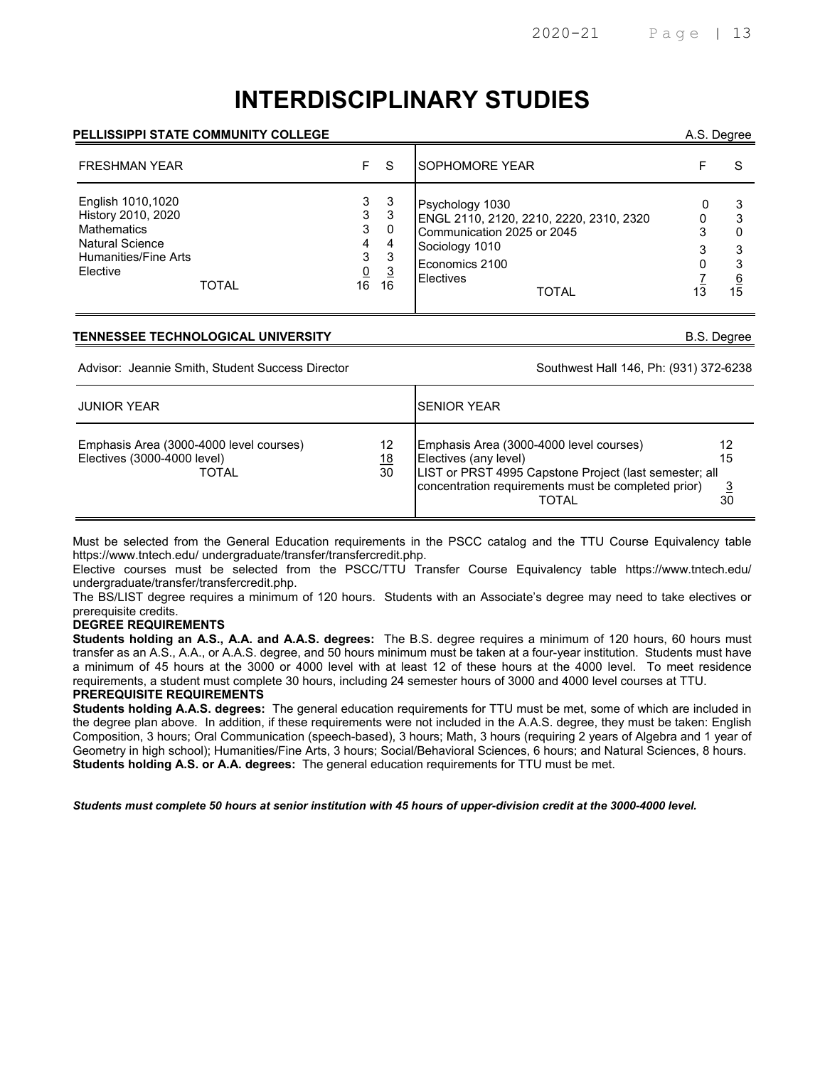# INTERDISCIPLINARY STUDIES

**PELLISSIPPI STATE COMMUNITY COLLEGE** A.S. Degree

| FRESHMAN YEAR | F | S | SOPHOMORE YEAR | F | S |
|---|---|---|---|---|---|
| English 1010,1020 | 3 | 3 | Psychology 1030 | 0 | 3 |
| History 2010, 2020 | 3 | 3 | ENGL 2110, 2120, 2210, 2220, 2310, 2320 | 0 | 3 |
| Mathematics | 3 | 0 | Communication 2025 or 2045 | 3 | 0 |
| Natural Science | 4 | 4 | Sociology 1010 | 3 | 3 |
| Humanities/Fine Arts | 3 | 3 | Economics 2100 | 0 | 3 |
| Elective | 0 | 3 | Electives | 7 | 6 |
| TOTAL | 16 | 16 | TOTAL | 13 | 15 |

**TENNESSEE TECHNOLOGICAL UNIVERSITY** B.S. Degree

Advisor: Jeannie Smith, Student Success Director Southwest Hall 146, Ph: (931) 372-6238

| JUNIOR YEAR | | SENIOR YEAR | |
|---|---|---|---|
| Emphasis Area (3000-4000 level courses) | 12 | Emphasis Area (3000-4000 level courses) | 12 |
| Electives (3000-4000 level) | 18 | Electives (any level) | 15 |
| | | LIST or PRST 4995 Capstone Project (last semester; all concentration requirements must be completed prior) | 3 |
| TOTAL | 30 | TOTAL | 30 |

Must be selected from the General Education requirements in the PSCC catalog and the TTU Course Equivalency table https://www.tntech.edu/ undergraduate/transfer/transfercredit.php.

Elective courses must be selected from the PSCC/TTU Transfer Course Equivalency table https://www.tntech.edu/ undergraduate/transfer/transfercredit.php.

The BS/LIST degree requires a minimum of 120 hours. Students with an Associate's degree may need to take electives or prerequisite credits.

**DEGREE REQUIREMENTS**

**Students holding an A.S., A.A. and A.A.S. degrees:** The B.S. degree requires a minimum of 120 hours, 60 hours must transfer as an A.S., A.A., or A.A.S. degree, and 50 hours minimum must be taken at a four-year institution. Students must have a minimum of 45 hours at the 3000 or 4000 level with at least 12 of these hours at the 4000 level. To meet residence requirements, a student must complete 30 hours, including 24 semester hours of 3000 and 4000 level courses at TTU.

**PREREQUISITE REQUIREMENTS**

**Students holding A.A.S. degrees:** The general education requirements for TTU must be met, some of which are included in the degree plan above. In addition, if these requirements were not included in the A.A.S. degree, they must be taken: English Composition, 3 hours; Oral Communication (speech-based), 3 hours; Math, 3 hours (requiring 2 years of Algebra and 1 year of Geometry in high school); Humanities/Fine Arts, 3 hours; Social/Behavioral Sciences, 6 hours; and Natural Sciences, 8 hours.

**Students holding A.S. or A.A. degrees:** The general education requirements for TTU must be met.

***Students must complete 50 hours at senior institution with 45 hours of upper-division credit at the 3000-4000 level.***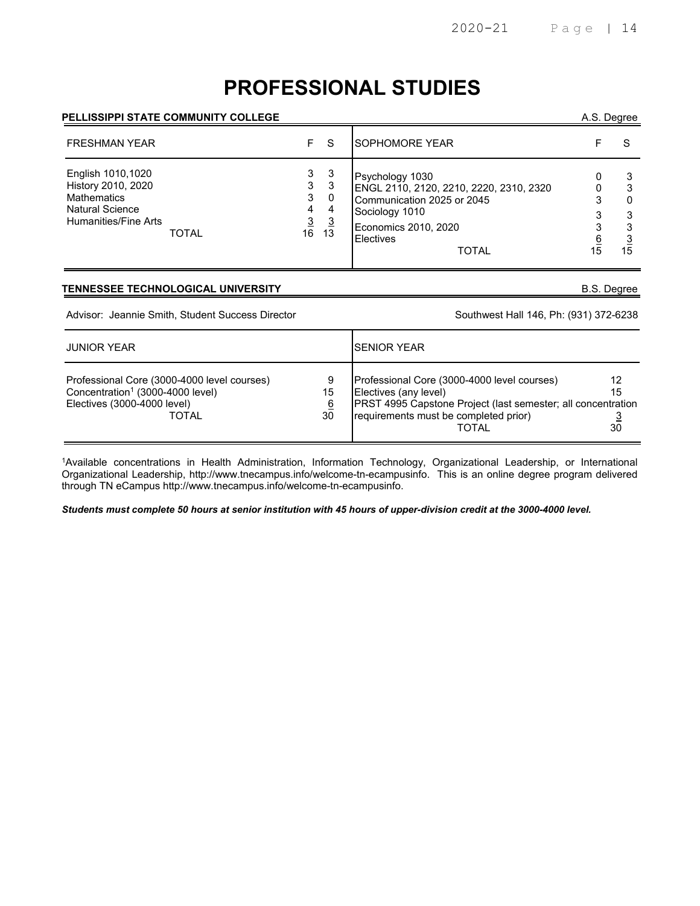# PROFESSIONAL STUDIES

**PELLISSIPPI STATE COMMUNITY COLLEGE** — A.S. Degree

| FRESHMAN YEAR | F | S | SOPHOMORE YEAR | F | S |
|---|---|---|---|---|---|
| English 1010,1020 | 3 | 3 | Psychology 1030 | 0 | 3 |
| History 2010, 2020 | 3 | 3 | ENGL 2110, 2120, 2210, 2220, 2310, 2320 | 0 | 3 |
| Mathematics | 3 | 0 | Communication 2025 or 2045 | 3 | 0 |
| Natural Science | 4 | 4 | Sociology 1010 | 3 | 3 |
| Humanities/Fine Arts | 3 | 3 | Economics 2010, 2020 | 3 | 3 |
| TOTAL | 16 | 13 | Electives | 6 | 3 |
| | | | TOTAL | 15 | 15 |

**TENNESSEE TECHNOLOGICAL UNIVERSITY** — B.S. Degree

Advisor: Jeannie Smith, Student Success Director — Southwest Hall 146, Ph: (931) 372-6238

| JUNIOR YEAR | | SENIOR YEAR | |
|---|---|---|---|
| Professional Core (3000-4000 level courses) | 9 | Professional Core (3000-4000 level courses) | 12 |
| Concentration[1] (3000-4000 level) | 15 | Electives (any level) | 15 |
| Electives (3000-4000 level) | 6 | PRST 4995 Capstone Project (last semester; all concentration requirements must be completed prior) | 3 |
| TOTAL | 30 | TOTAL | 30 |

[1]Available concentrations in Health Administration, Information Technology, Organizational Leadership, or International Organizational Leadership, http://www.tnecampus.info/welcome-tn-ecampusinfo. This is an online degree program delivered through TN eCampus http://www.tnecampus.info/welcome-tn-ecampusinfo.

***Students must complete 50 hours at senior institution with 45 hours of upper-division credit at the 3000-4000 level.***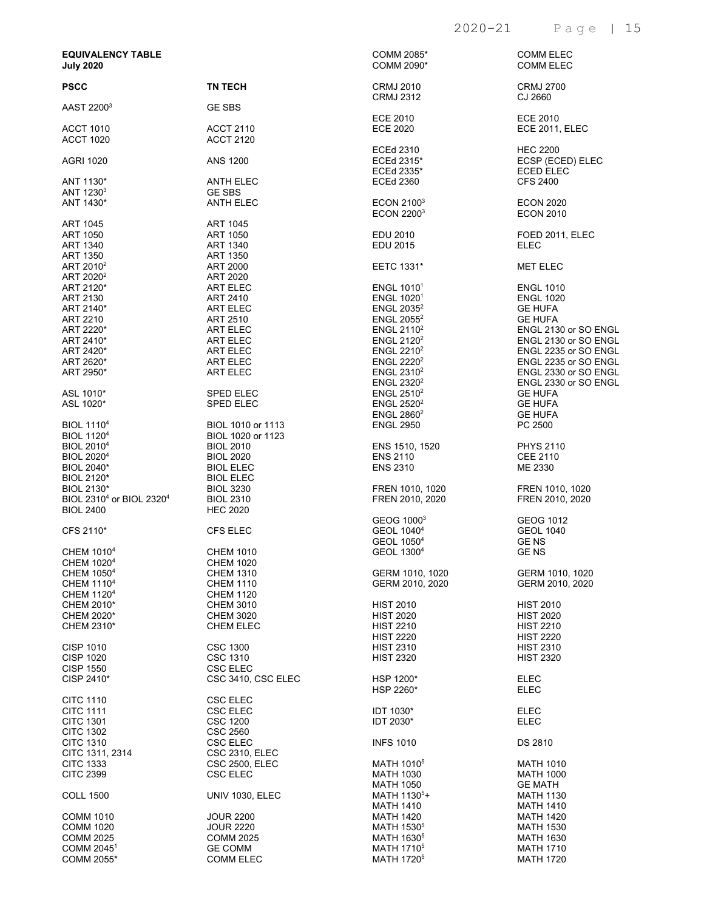**EQUIVALENCY TABLE**
**July 2020**

| PSCC | TN TECH |
|---|---|
| AAST 2200[3] | GE SBS |
| ACCT 1010 | ACCT 2110 |
| ACCT 1020 | ACCT 2120 |
| AGRI 1020 | ANS 1200 |
| ANT 1130* | ANTH ELEC |
| ANT 1230[3] | GE SBS |
| ANT 1430* | ANTH ELEC |
| ART 1045 | ART 1045 |
| ART 1050 | ART 1050 |
| ART 1340 | ART 1340 |
| ART 1350 | ART 1350 |
| ART 2010[2] | ART 2000 |
| ART 2020[2] | ART 2020 |
| ART 2120* | ART ELEC |
| ART 2130 | ART 2410 |
| ART 2140* | ART ELEC |
| ART 2210 | ART 2510 |
| ART 2220* | ART ELEC |
| ART 2410* | ART ELEC |
| ART 2420* | ART ELEC |
| ART 2620* | ART ELEC |
| ART 2950* | ART ELEC |
| ASL 1010* | SPED ELEC |
| ASL 1020* | SPED ELEC |
| BIOL 1110[4] | BIOL 1010 or 1113 |
| BIOL 1120[4] | BIOL 1020 or 1123 |
| BIOL 2010[4] | BIOL 2010 |
| BIOL 2020[4] | BIOL 2020 |
| BIOL 2040* | BIOL ELEC |
| BIOL 2120* | BIOL ELEC |
| BIOL 2130* | BIOL 3230 |
| BIOL 2310[4] or BIOL 2320[4] | BIOL 2310 |
| BIOL 2400 | HEC 2020 |
| CFS 2110* | CFS ELEC |
| CHEM 1010[4] | CHEM 1010 |
| CHEM 1020[4] | CHEM 1020 |
| CHEM 1050[4] | CHEM 1310 |
| CHEM 1110[4] | CHEM 1110 |
| CHEM 1120[4] | CHEM 1120 |
| CHEM 2010* | CHEM 3010 |
| CHEM 2020* | CHEM 3020 |
| CHEM 2310* | CHEM ELEC |
| CISP 1010 | CSC 1300 |
| CISP 1020 | CSC 1310 |
| CISP 1550 | CSC ELEC |
| CISP 2410* | CSC 3410, CSC ELEC |
| CITC 1110 | CSC ELEC |
| CITC 1111 | CSC ELEC |
| CITC 1301 | CSC 1200 |
| CITC 1302 | CSC 2560 |
| CITC 1310 | CSC ELEC |
| CITC 1311, 2314 | CSC 2310, ELEC |
| CITC 1333 | CSC 2500, ELEC |
| CITC 2399 | CSC ELEC |
| COLL 1500 | UNIV 1030, ELEC |
| COMM 1010 | JOUR 2200 |
| COMM 1020 | JOUR 2220 |
| COMM 2025 | COMM 2025 |
| COMM 2045[1] | GE COMM |
| COMM 2055* | COMM ELEC |
| COMM 2085* | COMM ELEC |
| COMM 2090* | COMM ELEC |
| CRMJ 2010 | CRMJ 2700 |
| CRMJ 2312 | CJ 2660 |
| ECE 2010 | ECE 2010 |
| ECE 2020 | ECE 2011, ELEC |
| ECEd 2310 | HEC 2200 |
| ECEd 2315* | ECSP (ECED) ELEC |
| ECEd 2335* | ECED ELEC |
| ECEd 2360 | CFS 2400 |
| ECON 2100[3] | ECON 2020 |
| ECON 2200[3] | ECON 2010 |
| EDU 2010 | FOED 2011, ELEC |
| EDU 2015 | ELEC |
| EETC 1331* | MET ELEC |
| ENGL 1010[1] | ENGL 1010 |
| ENGL 1020[1] | ENGL 1020 |
| ENGL 2035[2] | GE HUFA |
| ENGL 2055[2] | GE HUFA |
| ENGL 2110[2] | ENGL 2130 or SO ENGL |
| ENGL 2120[2] | ENGL 2130 or SO ENGL |
| ENGL 2210[2] | ENGL 2235 or SO ENGL |
| ENGL 2220[2] | ENGL 2235 or SO ENGL |
| ENGL 2310[2] | ENGL 2330 or SO ENGL |
| ENGL 2320[2] | ENGL 2330 or SO ENGL |
| ENGL 2510[2] | GE HUFA |
| ENGL 2520[2] | GE HUFA |
| ENGL 2860[2] | GE HUFA |
| ENGL 2950 | PC 2500 |
| ENS 1510, 1520 | PHYS 2110 |
| ENS 2110 | CEE 2110 |
| ENS 2310 | ME 2330 |
| FREN 1010, 1020 | FREN 1010, 1020 |
| FREN 2010, 2020 | FREN 2010, 2020 |
| GEOG 1000[3] | GEOG 1012 |
| GEOL 1040[4] | GEOL 1040 |
| GEOL 1050[4] | GE NS |
| GEOL 1300[4] | GE NS |
| GERM 1010, 1020 | GERM 1010, 1020 |
| GERM 2010, 2020 | GERM 2010, 2020 |
| HIST 2010 | HIST 2010 |
| HIST 2020 | HIST 2020 |
| HIST 2210 | HIST 2210 |
| HIST 2220 | HIST 2220 |
| HIST 2310 | HIST 2310 |
| HIST 2320 | HIST 2320 |
| HSP 1200* | ELEC |
| HSP 2260* | ELEC |
| IDT 1030* | ELEC |
| IDT 2030* | ELEC |
| INFS 1010 | DS 2810 |
| MATH 1010[5] | MATH 1010 |
| MATH 1030 | MATH 1000 |
| MATH 1050 | GE MATH |
| MATH 1130[5]+ | MATH 1130 |
| MATH 1410 | MATH 1410 |
| MATH 1420 | MATH 1420 |
| MATH 1530[5] | MATH 1530 |
| MATH 1630[5] | MATH 1630 |
| MATH 1710[5] | MATH 1710 |
| MATH 1720[5] | MATH 1720 |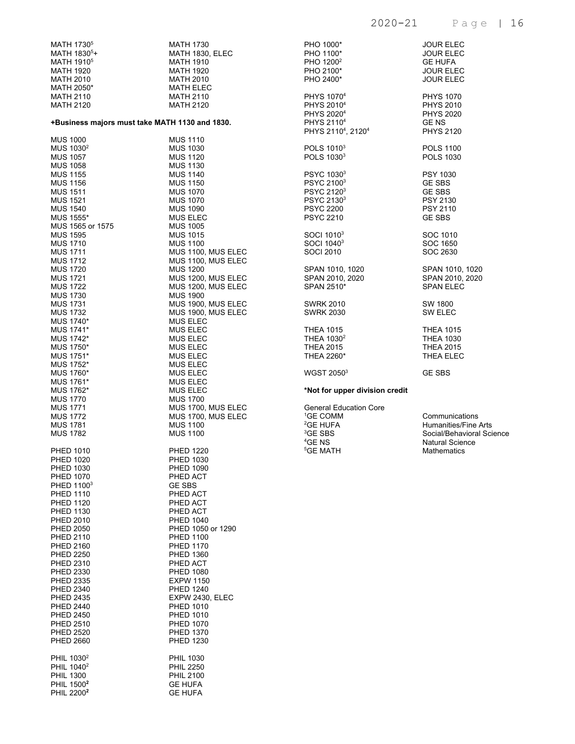| | |
|---|---|
| MATH 1730[5] | MATH 1730 |
| MATH 1830[5]+ | MATH 1830, ELEC |
| MATH 1910[5] | MATH 1910 |
| MATH 1920 | MATH 1920 |
| MATH 2010 | MATH 2010 |
| MATH 2050* | MATH ELEC |
| MATH 2110 | MATH 2110 |
| MATH 2120 | MATH 2120 |

**+Business majors must take MATH 1130 and 1830.**

| | |
|---|---|
| MUS 1000 | MUS 1110 |
| MUS 1030[2] | MUS 1030 |
| MUS 1057 | MUS 1120 |
| MUS 1058 | MUS 1130 |
| MUS 1155 | MUS 1140 |
| MUS 1156 | MUS 1150 |
| MUS 1511 | MUS 1070 |
| MUS 1521 | MUS 1070 |
| MUS 1540 | MUS 1090 |
| MUS 1555* | MUS ELEC |
| MUS 1565 or 1575 | MUS 1005 |
| MUS 1595 | MUS 1015 |
| MUS 1710 | MUS 1100 |
| MUS 1711 | MUS 1100, MUS ELEC |
| MUS 1712 | MUS 1100, MUS ELEC |
| MUS 1720 | MUS 1200 |
| MUS 1721 | MUS 1200, MUS ELEC |
| MUS 1722 | MUS 1200, MUS ELEC |
| MUS 1730 | MUS 1900 |
| MUS 1731 | MUS 1900, MUS ELEC |
| MUS 1732 | MUS 1900, MUS ELEC |
| MUS 1740* | MUS ELEC |
| MUS 1741* | MUS ELEC |
| MUS 1742* | MUS ELEC |
| MUS 1750* | MUS ELEC |
| MUS 1751* | MUS ELEC |
| MUS 1752* | MUS ELEC |
| MUS 1760* | MUS ELEC |
| MUS 1761* | MUS ELEC |
| MUS 1762* | MUS ELEC |
| MUS 1770 | MUS 1700 |
| MUS 1771 | MUS 1700, MUS ELEC |
| MUS 1772 | MUS 1700, MUS ELEC |
| MUS 1781 | MUS 1100 |
| MUS 1782 | MUS 1100 |

| | |
|---|---|
| PHED 1010 | PHED 1220 |
| PHED 1020 | PHED 1030 |
| PHED 1030 | PHED 1090 |
| PHED 1070 | PHED ACT |
| PHED 1100[3] | GE SBS |
| PHED 1110 | PHED ACT |
| PHED 1120 | PHED ACT |
| PHED 1130 | PHED ACT |
| PHED 2010 | PHED 1040 |
| PHED 2050 | PHED 1050 or 1290 |
| PHED 2110 | PHED 1100 |
| PHED 2160 | PHED 1170 |
| PHED 2250 | PHED 1360 |
| PHED 2310 | PHED ACT |
| PHED 2330 | PHED 1080 |
| PHED 2335 | EXPW 1150 |
| PHED 2340 | PHED 1240 |
| PHED 2435 | EXPW 2430, ELEC |
| PHED 2440 | PHED 1010 |
| PHED 2450 | PHED 1010 |
| PHED 2510 | PHED 1070 |
| PHED 2520 | PHED 1370 |
| PHED 2660 | PHED 1230 |

| | |
|---|---|
| PHIL 1030[2] | PHIL 1030 |
| PHIL 1040[2] | PHIL 2250 |
| PHIL 1300 | PHIL 2100 |
| PHIL 1500[2] | GE HUFA |
| PHIL 2200[2] | GE HUFA |

| | |
|---|---|
| PHO 1000* | JOUR ELEC |
| PHO 1100* | JOUR ELEC |
| PHO 1200[2] | GE HUFA |
| PHO 2100* | JOUR ELEC |
| PHO 2400* | JOUR ELEC |

| | |
|---|---|
| PHYS 1070[4] | PHYS 1070 |
| PHYS 2010[4] | PHYS 2010 |
| PHYS 2020[4] | PHYS 2020 |
| PHYS 2110[4] | GE NS |
| PHYS 2110[4], 2120[4] | PHYS 2120 |

| | |
|---|---|
| POLS 1010[3] | POLS 1100 |
| POLS 1030[3] | POLS 1030 |

| | |
|---|---|
| PSYC 1030[3] | PSY 1030 |
| PSYC 2100[3] | GE SBS |
| PSYC 2120[3] | GE SBS |
| PSYC 2130[3] | PSY 2130 |
| PSYC 2200 | PSY 2110 |
| PSYC 2210 | GE SBS |

| | |
|---|---|
| SOCI 1010[3] | SOC 1010 |
| SOCI 1040[3] | SOC 1650 |
| SOCI 2010 | SOC 2630 |

| | |
|---|---|
| SPAN 1010, 1020 | SPAN 1010, 1020 |
| SPAN 2010, 2020 | SPAN 2010, 2020 |
| SPAN 2510* | SPAN ELEC |

| | |
|---|---|
| SWRK 2010 | SW 1800 |
| SWRK 2030 | SW ELEC |

| | |
|---|---|
| THEA 1015 | THEA 1015 |
| THEA 1030[2] | THEA 1030 |
| THEA 2015 | THEA 2015 |
| THEA 2260* | THEA ELEC |

| | |
|---|---|
| WGST 2050[3] | GE SBS |

**\*Not for upper division credit**

General Education Core

| | |
|---|---|
| [1]GE COMM | Communications |
| [2]GE HUFA | Humanities/Fine Arts |
| [3]GE SBS | Social/Behavioral Science |
| [4]GE NS | Natural Science |
| [5]GE MATH | Mathematics |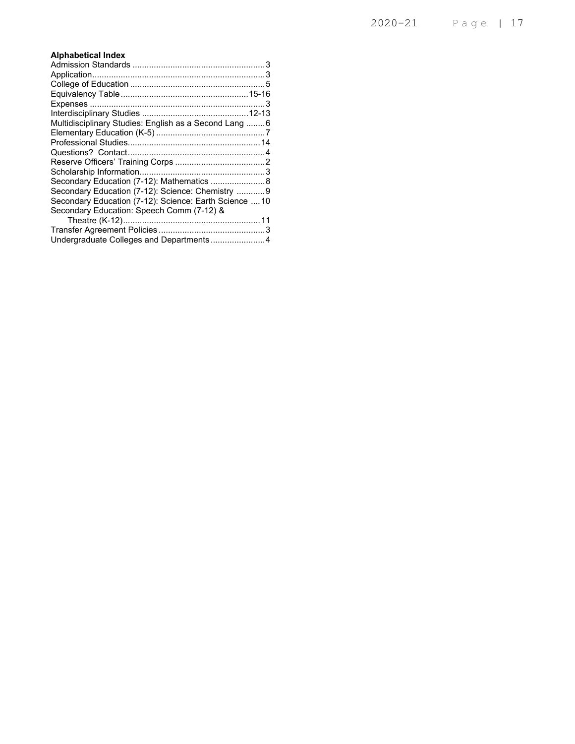**Alphabetical Index**

Admission Standards ........................................................3
Application.........................................................................3
College of Education .........................................................5
Equivalency Table......................................................15-16
Expenses ..........................................................................3
Interdisciplinary Studies .............................................12-13
Multidisciplinary Studies: English as a Second Lang ........6
Elementary Education (K-5) ..............................................7
Professional Studies........................................................14
Questions? Contact...........................................................4
Reserve Officers' Training Corps ......................................2
Scholarship Information.....................................................3
Secondary Education (7-12): Mathematics .......................8
Secondary Education (7-12): Science: Chemistry ............9
Secondary Education (7-12): Science: Earth Science ....10
Secondary Education: Speech Comm (7-12) &
Theatre (K-12)..........................................................11
Transfer Agreement Policies .............................................3
Undergraduate Colleges and Departments.......................4